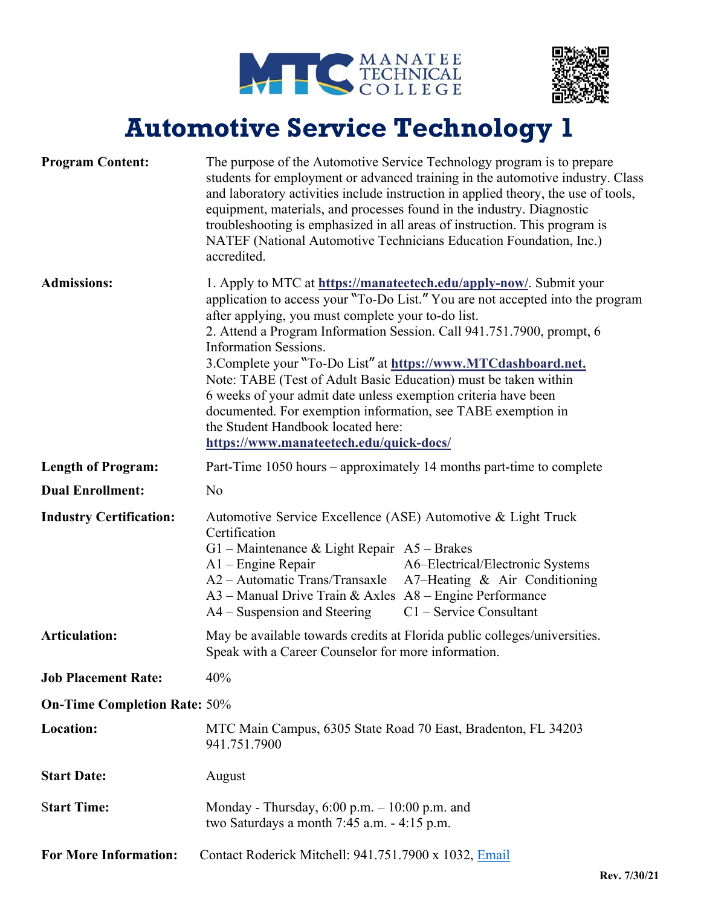# Automotive Service Technology 1

**Program Content:** The purpose of the Automotive Service Technology program is to prepare students for employment or advanced training in the automotive industry. Class and laboratory activities include instruction in applied theory, the use of tools, equipment, materials, and processes found in the industry. Diagnostic troubleshooting is emphasized in all areas of instruction. This program is NATEF (National Automotive Technicians Education Foundation, Inc.) accredited.

**Admissions:**

1. Apply to MTC at **https://manateetech.edu/apply-now/**. Submit your application to access your "To-Do List." You are not accepted into the program after applying, you must complete your to-do list.
2. Attend a Program Information Session. Call 941.751.7900, prompt, 6 Information Sessions.
3. Complete your "To-Do List" at **https://www.MTCdashboard.net.**

Note: TABE (Test of Adult Basic Education) must be taken within 6 weeks of your admit date unless exemption criteria have been documented. For exemption information, see TABE exemption in the Student Handbook located here: **https://www.manateetech.edu/quick-docs/**

**Length of Program:** Part-Time 1050 hours – approximately 14 months part-time to complete

**Dual Enrollment:** No

**Industry Certification:** Automotive Service Excellence (ASE) Automotive & Light Truck Certification

- G1 – Maintenance & Light Repair
- A1 – Engine Repair
- A2 – Automatic Trans/Transaxle
- A3 – Manual Drive Train & Axles
- A4 – Suspension and Steering
- A5 – Brakes
- A6–Electrical/Electronic Systems
- A7–Heating & Air Conditioning
- A8 – Engine Performance
- C1 – Service Consultant

**Articulation:** May be available towards credits at Florida public colleges/universities. Speak with a Career Counselor for more information.

**Job Placement Rate:** 40%

**On-Time Completion Rate:** 50%

**Location:** MTC Main Campus, 6305 State Road 70 East, Bradenton, FL 34203
941.751.7900

**Start Date:** August

**Start Time:** Monday - Thursday, 6:00 p.m. – 10:00 p.m. and two Saturdays a month 7:45 a.m. - 4:15 p.m.

**For More Information:** Contact Roderick Mitchell: 941.751.7900 x 1032, Email

Rev. 7/30/21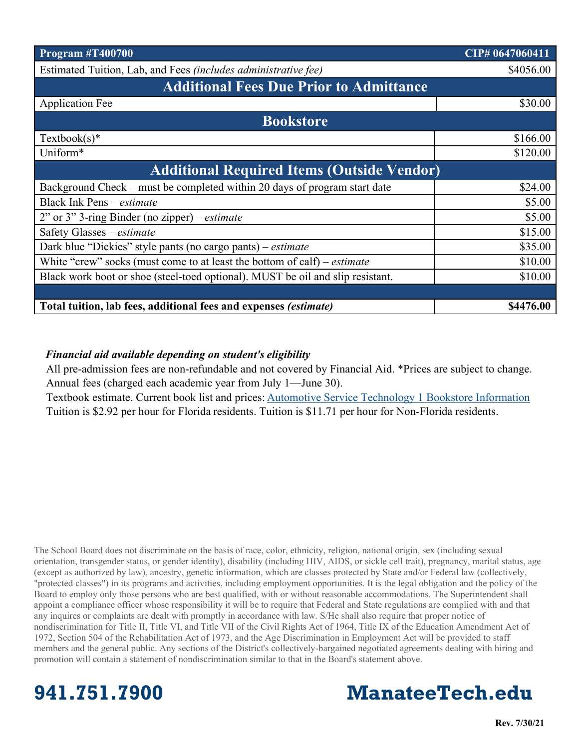| Program #T400700 | CIP# 0647060411 |
|---|---|
| Estimated Tuition, Lab, and Fees *(includes administrative fee)* | $4056.00 |
| **Additional Fees Due Prior to Admittance** | |
| Application Fee | $30.00 |
| **Bookstore** | |
| Textbook(s)* | $166.00 |
| Uniform* | $120.00 |
| **Additional Required Items (Outside Vendor)** | |
| Background Check – must be completed within 20 days of program start date | $24.00 |
| Black Ink Pens – *estimate* | $5.00 |
| 2” or 3” 3-ring Binder (no zipper) – *estimate* | $5.00 |
| Safety Glasses – *estimate* | $15.00 |
| Dark blue “Dickies” style pants (no cargo pants) – *estimate* | $35.00 |
| White “crew” socks (must come to at least the bottom of calf) – *estimate* | $10.00 |
| Black work boot or shoe (steel-toed optional). MUST be oil and slip resistant. | $10.00 |
| | |
| **Total tuition, lab fees, additional fees and expenses *(estimate)*** | **$4476.00** |

***Financial aid available depending on student's eligibility***

All pre-admission fees are non-refundable and not covered by Financial Aid. *Prices are subject to change.
Annual fees (charged each academic year from July 1—June 30).
Textbook estimate. Current book list and prices: Automotive Service Technology 1 Bookstore Information
Tuition is $2.92 per hour for Florida residents. Tuition is $11.71 per hour for Non-Florida residents.

The School Board does not discriminate on the basis of race, color, ethnicity, religion, national origin, sex (including sexual orientation, transgender status, or gender identity), disability (including HIV, AIDS, or sickle cell trait), pregnancy, marital status, age (except as authorized by law), ancestry, genetic information, which are classes protected by State and/or Federal law (collectively, "protected classes") in its programs and activities, including employment opportunities. It is the legal obligation and the policy of the Board to employ only those persons who are best qualified, with or without reasonable accommodations. The Superintendent shall appoint a compliance officer whose responsibility it will be to require that Federal and State regulations are complied with and that any inquires or complaints are dealt with promptly in accordance with law. S/He shall also require that proper notice of nondiscrimination for Title II, Title VI, and Title VII of the Civil Rights Act of 1964, Title IX of the Education Amendment Act of 1972, Section 504 of the Rehabilitation Act of 1973, and the Age Discrimination in Employment Act will be provided to staff members and the general public. Any sections of the District's collectively-bargained negotiated agreements dealing with hiring and promotion will contain a statement of nondiscrimination similar to that in the Board's statement above.

**941.751.7900** **ManateeTech.edu**

Rev. 7/30/21